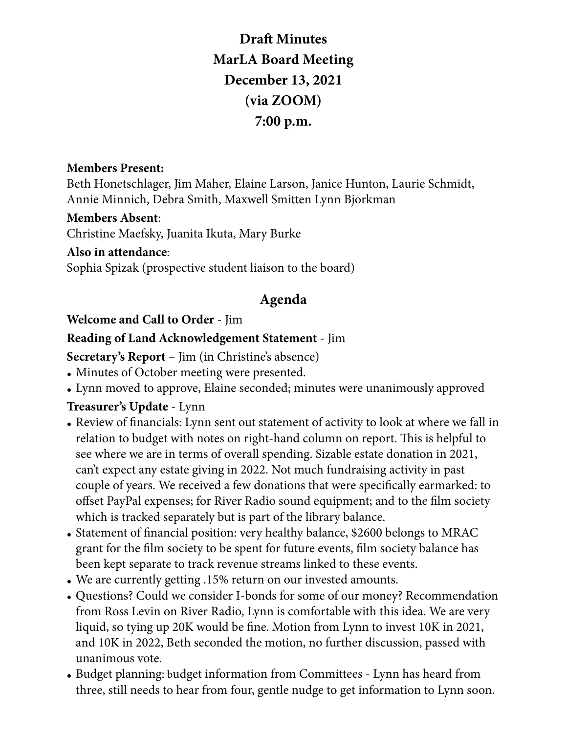# Draft Minutes
# MarLA Board Meeting
# December 13, 2021
# (via ZOOM)
# 7:00 p.m.

**Members Present:**
Beth Honetschlager, Jim Maher, Elaine Larson, Janice Hunton, Laurie Schmidt, Annie Minnich, Debra Smith, Maxwell Smitten Lynn Bjorkman

**Members Absent**:
Christine Maefsky, Juanita Ikuta, Mary Burke

**Also in attendance**:
Sophia Spizak (prospective student liaison to the board)

## Agenda

**Welcome and Call to Order** - Jim

**Reading of Land Acknowledgement Statement** - Jim

**Secretary's Report** – Jim (in Christine's absence)

- Minutes of October meeting were presented.
- Lynn moved to approve, Elaine seconded; minutes were unanimously approved

**Treasurer's Update** - Lynn

- Review of financials: Lynn sent out statement of activity to look at where we fall in relation to budget with notes on right-hand column on report. This is helpful to see where we are in terms of overall spending. Sizable estate donation in 2021, can't expect any estate giving in 2022. Not much fundraising activity in past couple of years. We received a few donations that were specifically earmarked: to offset PayPal expenses; for River Radio sound equipment; and to the film society which is tracked separately but is part of the library balance.
- Statement of financial position: very healthy balance, $2600 belongs to MRAC grant for the film society to be spent for future events, film society balance has been kept separate to track revenue streams linked to these events.
- We are currently getting .15% return on our invested amounts.
- Questions? Could we consider I-bonds for some of our money? Recommendation from Ross Levin on River Radio, Lynn is comfortable with this idea. We are very liquid, so tying up 20K would be fine. Motion from Lynn to invest 10K in 2021, and 10K in 2022, Beth seconded the motion, no further discussion, passed with unanimous vote.
- Budget planning: budget information from Committees - Lynn has heard from three, still needs to hear from four, gentle nudge to get information to Lynn soon.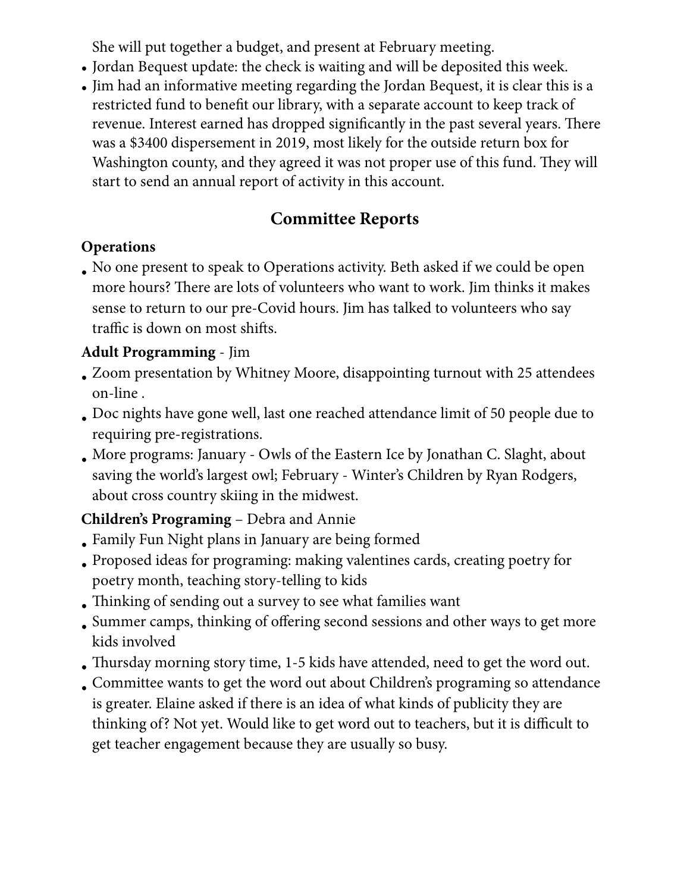She will put together a budget, and present at February meeting.

- Jordan Bequest update: the check is waiting and will be deposited this week.
- Jim had an informative meeting regarding the Jordan Bequest, it is clear this is a restricted fund to benefit our library, with a separate account to keep track of revenue. Interest earned has dropped significantly in the past several years. There was a $3400 dispersement in 2019, most likely for the outside return box for Washington county, and they agreed it was not proper use of this fund. They will start to send an annual report of activity in this account.

## Committee Reports

**Operations**

- No one present to speak to Operations activity. Beth asked if we could be open more hours? There are lots of volunteers who want to work. Jim thinks it makes sense to return to our pre-Covid hours. Jim has talked to volunteers who say traffic is down on most shifts.

**Adult Programming** - Jim

- Zoom presentation by Whitney Moore, disappointing turnout with 25 attendees on-line .
- Doc nights have gone well, last one reached attendance limit of 50 people due to requiring pre-registrations.
- More programs: January - Owls of the Eastern Ice by Jonathan C. Slaght, about saving the world's largest owl; February - Winter's Children by Ryan Rodgers, about cross country skiing in the midwest.

**Children's Programing** – Debra and Annie

- Family Fun Night plans in January are being formed
- Proposed ideas for programing: making valentines cards, creating poetry for poetry month, teaching story-telling to kids
- Thinking of sending out a survey to see what families want
- Summer camps, thinking of offering second sessions and other ways to get more kids involved
- Thursday morning story time, 1-5 kids have attended, need to get the word out.
- Committee wants to get the word out about Children's programing so attendance is greater. Elaine asked if there is an idea of what kinds of publicity they are thinking of? Not yet. Would like to get word out to teachers, but it is difficult to get teacher engagement because they are usually so busy.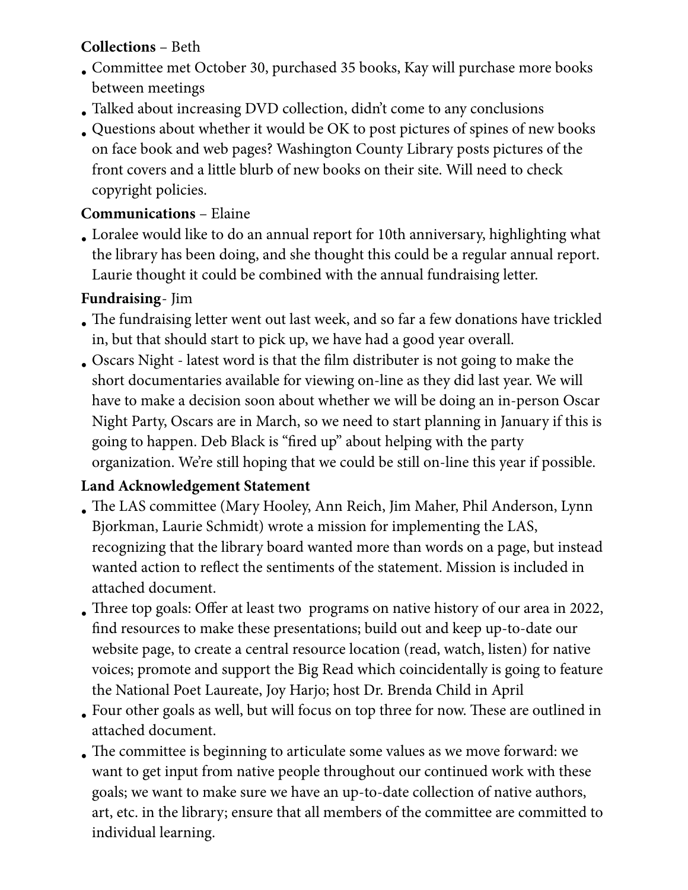**Collections** – Beth

- Committee met October 30, purchased 35 books, Kay will purchase more books between meetings
- Talked about increasing DVD collection, didn't come to any conclusions
- Questions about whether it would be OK to post pictures of spines of new books on face book and web pages? Washington County Library posts pictures of the front covers and a little blurb of new books on their site. Will need to check copyright policies.

**Communications** – Elaine

- Loralee would like to do an annual report for 10th anniversary, highlighting what the library has been doing, and she thought this could be a regular annual report. Laurie thought it could be combined with the annual fundraising letter.

**Fundraising**- Jim

- The fundraising letter went out last week, and so far a few donations have trickled in, but that should start to pick up, we have had a good year overall.
- Oscars Night - latest word is that the film distributer is not going to make the short documentaries available for viewing on-line as they did last year. We will have to make a decision soon about whether we will be doing an in-person Oscar Night Party, Oscars are in March, so we need to start planning in January if this is going to happen. Deb Black is "fired up" about helping with the party organization. We're still hoping that we could be still on-line this year if possible.

**Land Acknowledgement Statement**

- The LAS committee (Mary Hooley, Ann Reich, Jim Maher, Phil Anderson, Lynn Bjorkman, Laurie Schmidt) wrote a mission for implementing the LAS, recognizing that the library board wanted more than words on a page, but instead wanted action to reflect the sentiments of the statement. Mission is included in attached document.
- Three top goals: Offer at least two programs on native history of our area in 2022, find resources to make these presentations; build out and keep up-to-date our website page, to create a central resource location (read, watch, listen) for native voices; promote and support the Big Read which coincidentally is going to feature the National Poet Laureate, Joy Harjo; host Dr. Brenda Child in April
- Four other goals as well, but will focus on top three for now. These are outlined in attached document.
- The committee is beginning to articulate some values as we move forward: we want to get input from native people throughout our continued work with these goals; we want to make sure we have an up-to-date collection of native authors, art, etc. in the library; ensure that all members of the committee are committed to individual learning.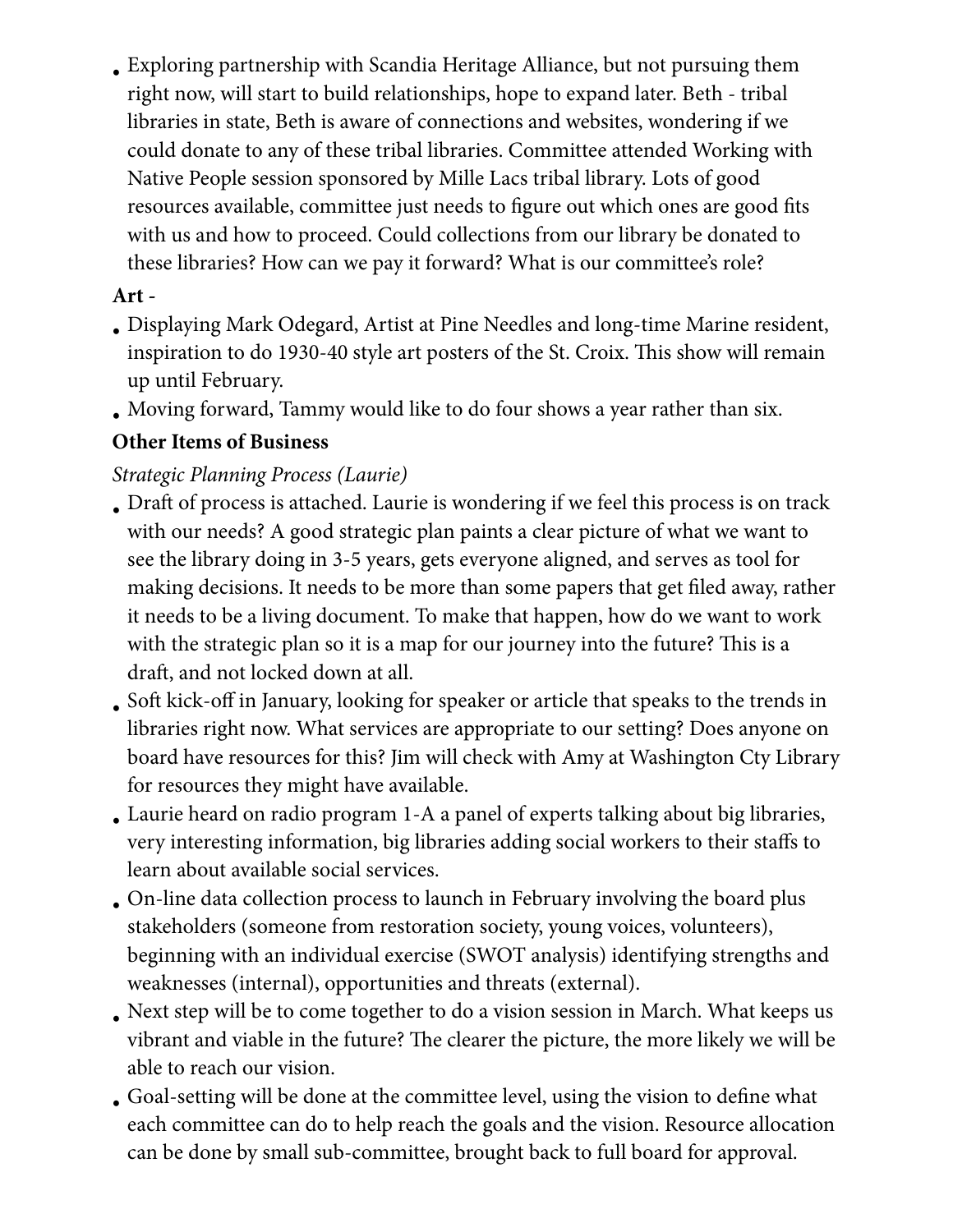- Exploring partnership with Scandia Heritage Alliance, but not pursuing them right now, will start to build relationships, hope to expand later. Beth - tribal libraries in state, Beth is aware of connections and websites, wondering if we could donate to any of these tribal libraries. Committee attended Working with Native People session sponsored by Mille Lacs tribal library. Lots of good resources available, committee just needs to figure out which ones are good fits with us and how to proceed. Could collections from our library be donated to these libraries? How can we pay it forward? What is our committee's role?

**Art** -

- Displaying Mark Odegard, Artist at Pine Needles and long-time Marine resident, inspiration to do 1930-40 style art posters of the St. Croix. This show will remain up until February.
- Moving forward, Tammy would like to do four shows a year rather than six.

**Other Items of Business**

*Strategic Planning Process (Laurie)*

- Draft of process is attached. Laurie is wondering if we feel this process is on track with our needs? A good strategic plan paints a clear picture of what we want to see the library doing in 3-5 years, gets everyone aligned, and serves as tool for making decisions. It needs to be more than some papers that get filed away, rather it needs to be a living document. To make that happen, how do we want to work with the strategic plan so it is a map for our journey into the future? This is a draft, and not locked down at all.
- Soft kick-off in January, looking for speaker or article that speaks to the trends in libraries right now. What services are appropriate to our setting? Does anyone on board have resources for this? Jim will check with Amy at Washington Cty Library for resources they might have available.
- Laurie heard on radio program 1-A a panel of experts talking about big libraries, very interesting information, big libraries adding social workers to their staffs to learn about available social services.
- On-line data collection process to launch in February involving the board plus stakeholders (someone from restoration society, young voices, volunteers), beginning with an individual exercise (SWOT analysis) identifying strengths and weaknesses (internal), opportunities and threats (external).
- Next step will be to come together to do a vision session in March. What keeps us vibrant and viable in the future? The clearer the picture, the more likely we will be able to reach our vision.
- Goal-setting will be done at the committee level, using the vision to define what each committee can do to help reach the goals and the vision. Resource allocation can be done by small sub-committee, brought back to full board for approval.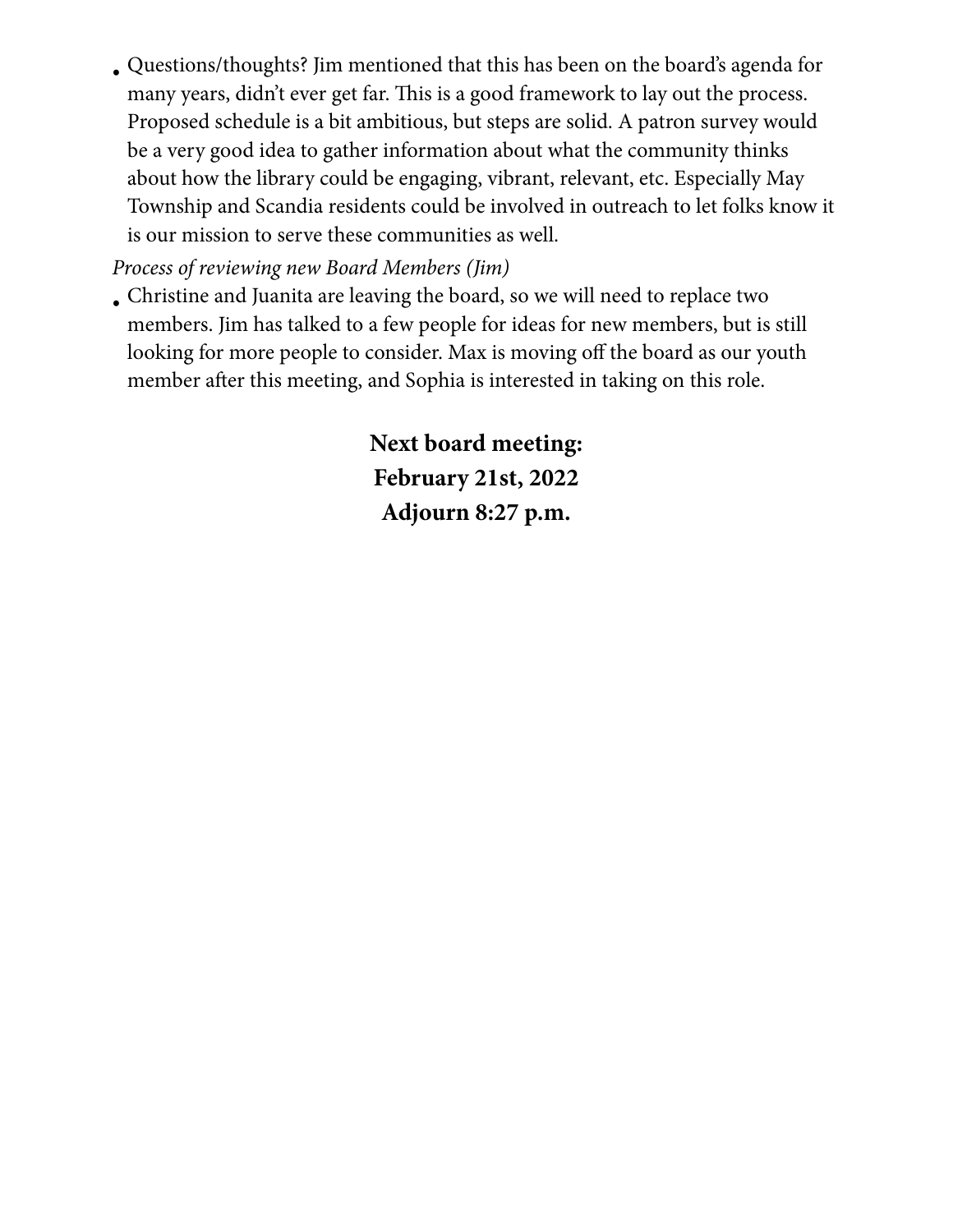- Questions/thoughts? Jim mentioned that this has been on the board's agenda for many years, didn't ever get far. This is a good framework to lay out the process. Proposed schedule is a bit ambitious, but steps are solid. A patron survey would be a very good idea to gather information about what the community thinks about how the library could be engaging, vibrant, relevant, etc. Especially May Township and Scandia residents could be involved in outreach to let folks know it is our mission to serve these communities as well.

*Process of reviewing new Board Members (Jim)*

- Christine and Juanita are leaving the board, so we will need to replace two members. Jim has talked to a few people for ideas for new members, but is still looking for more people to consider. Max is moving off the board as our youth member after this meeting, and Sophia is interested in taking on this role.

**Next board meeting:**
**February 21st, 2022**
**Adjourn 8:27 p.m.**